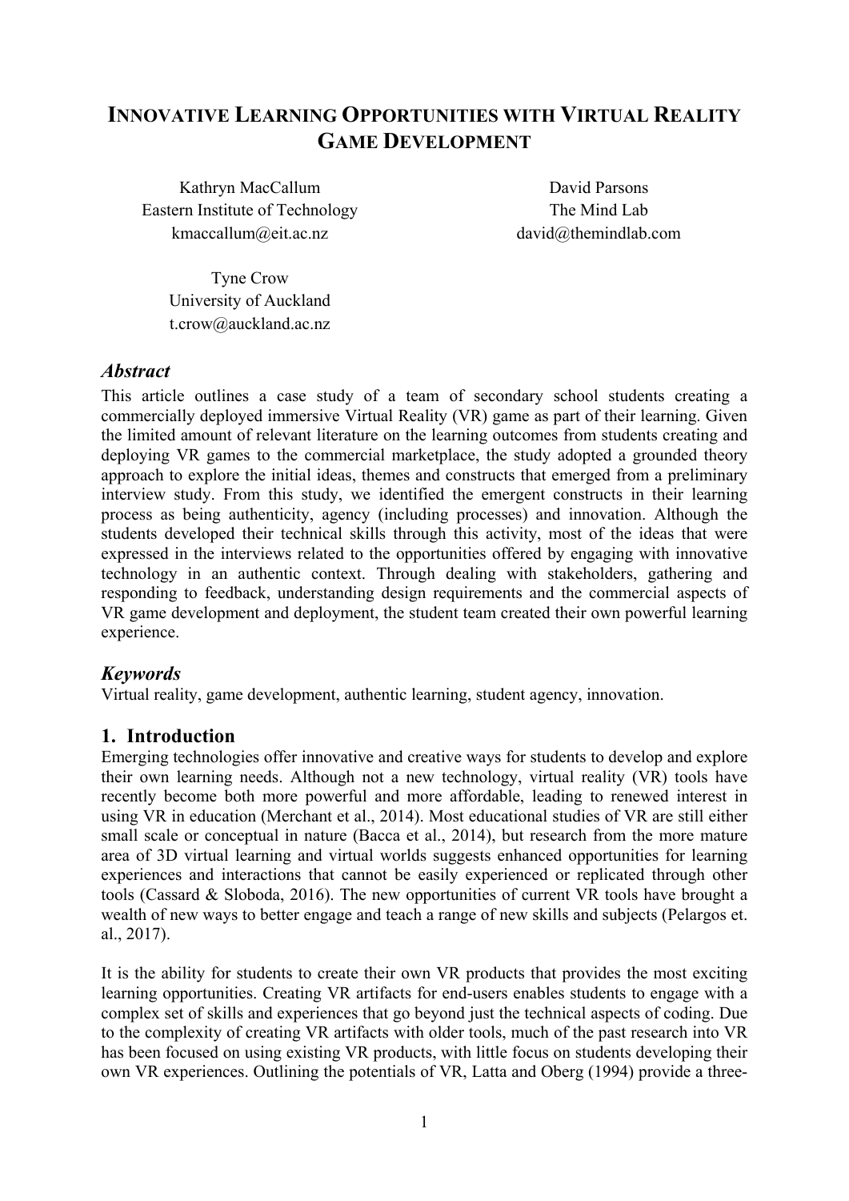# Innovative Learning Opportunities with Virtual Reality Game Development

Kathryn MacCallum
Eastern Institute of Technology
kmaccallum@eit.ac.nz

David Parsons
The Mind Lab
david@themindlab.com

Tyne Crow
University of Auckland
t.crow@auckland.ac.nz

## *Abstract*

This article outlines a case study of a team of secondary school students creating a commercially deployed immersive Virtual Reality (VR) game as part of their learning. Given the limited amount of relevant literature on the learning outcomes from students creating and deploying VR games to the commercial marketplace, the study adopted a grounded theory approach to explore the initial ideas, themes and constructs that emerged from a preliminary interview study. From this study, we identified the emergent constructs in their learning process as being authenticity, agency (including processes) and innovation. Although the students developed their technical skills through this activity, most of the ideas that were expressed in the interviews related to the opportunities offered by engaging with innovative technology in an authentic context. Through dealing with stakeholders, gathering and responding to feedback, understanding design requirements and the commercial aspects of VR game development and deployment, the student team created their own powerful learning experience.

## *Keywords*

Virtual reality, game development, authentic learning, student agency, innovation.

## 1. Introduction

Emerging technologies offer innovative and creative ways for students to develop and explore their own learning needs. Although not a new technology, virtual reality (VR) tools have recently become both more powerful and more affordable, leading to renewed interest in using VR in education (Merchant et al., 2014). Most educational studies of VR are still either small scale or conceptual in nature (Bacca et al., 2014), but research from the more mature area of 3D virtual learning and virtual worlds suggests enhanced opportunities for learning experiences and interactions that cannot be easily experienced or replicated through other tools (Cassard & Sloboda, 2016). The new opportunities of current VR tools have brought a wealth of new ways to better engage and teach a range of new skills and subjects (Pelargos et. al., 2017).

It is the ability for students to create their own VR products that provides the most exciting learning opportunities. Creating VR artifacts for end-users enables students to engage with a complex set of skills and experiences that go beyond just the technical aspects of coding. Due to the complexity of creating VR artifacts with older tools, much of the past research into VR has been focused on using existing VR products, with little focus on students developing their own VR experiences. Outlining the potentials of VR, Latta and Oberg (1994) provide a three-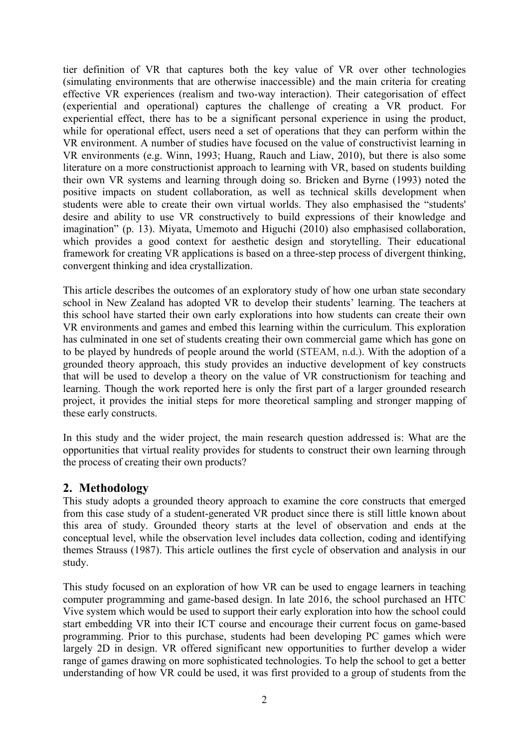tier definition of VR that captures both the key value of VR over other technologies (simulating environments that are otherwise inaccessible) and the main criteria for creating effective VR experiences (realism and two-way interaction). Their categorisation of effect (experiential and operational) captures the challenge of creating a VR product. For experiential effect, there has to be a significant personal experience in using the product, while for operational effect, users need a set of operations that they can perform within the VR environment. A number of studies have focused on the value of constructivist learning in VR environments (e.g. Winn, 1993; Huang, Rauch and Liaw, 2010), but there is also some literature on a more constructionist approach to learning with VR, based on students building their own VR systems and learning through doing so. Bricken and Byrne (1993) noted the positive impacts on student collaboration, as well as technical skills development when students were able to create their own virtual worlds. They also emphasised the "students' desire and ability to use VR constructively to build expressions of their knowledge and imagination" (p. 13). Miyata, Umemoto and Higuchi (2010) also emphasised collaboration, which provides a good context for aesthetic design and storytelling. Their educational framework for creating VR applications is based on a three-step process of divergent thinking, convergent thinking and idea crystallization.

This article describes the outcomes of an exploratory study of how one urban state secondary school in New Zealand has adopted VR to develop their students' learning. The teachers at this school have started their own early explorations into how students can create their own VR environments and games and embed this learning within the curriculum. This exploration has culminated in one set of students creating their own commercial game which has gone on to be played by hundreds of people around the world (STEAM, n.d.). With the adoption of a grounded theory approach, this study provides an inductive development of key constructs that will be used to develop a theory on the value of VR constructionism for teaching and learning. Though the work reported here is only the first part of a larger grounded research project, it provides the initial steps for more theoretical sampling and stronger mapping of these early constructs.

In this study and the wider project, the main research question addressed is: What are the opportunities that virtual reality provides for students to construct their own learning through the process of creating their own products?

## 2. Methodology

This study adopts a grounded theory approach to examine the core constructs that emerged from this case study of a student-generated VR product since there is still little known about this area of study. Grounded theory starts at the level of observation and ends at the conceptual level, while the observation level includes data collection, coding and identifying themes Strauss (1987). This article outlines the first cycle of observation and analysis in our study.

This study focused on an exploration of how VR can be used to engage learners in teaching computer programming and game-based design. In late 2016, the school purchased an HTC Vive system which would be used to support their early exploration into how the school could start embedding VR into their ICT course and encourage their current focus on game-based programming. Prior to this purchase, students had been developing PC games which were largely 2D in design. VR offered significant new opportunities to further develop a wider range of games drawing on more sophisticated technologies. To help the school to get a better understanding of how VR could be used, it was first provided to a group of students from the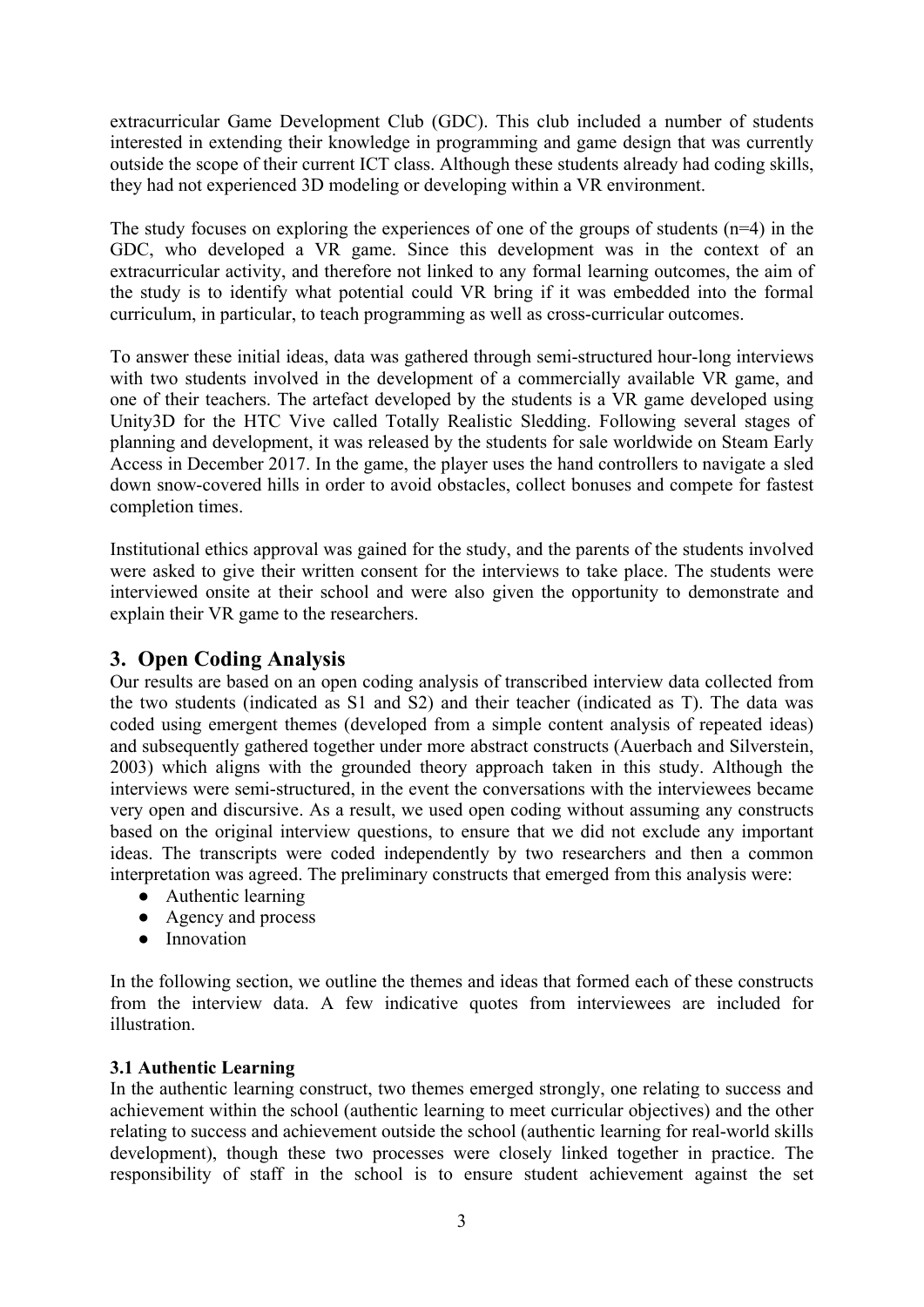extracurricular Game Development Club (GDC). This club included a number of students interested in extending their knowledge in programming and game design that was currently outside the scope of their current ICT class. Although these students already had coding skills, they had not experienced 3D modeling or developing within a VR environment.

The study focuses on exploring the experiences of one of the groups of students (n=4) in the GDC, who developed a VR game. Since this development was in the context of an extracurricular activity, and therefore not linked to any formal learning outcomes, the aim of the study is to identify what potential could VR bring if it was embedded into the formal curriculum, in particular, to teach programming as well as cross-curricular outcomes.

To answer these initial ideas, data was gathered through semi-structured hour-long interviews with two students involved in the development of a commercially available VR game, and one of their teachers. The artefact developed by the students is a VR game developed using Unity3D for the HTC Vive called Totally Realistic Sledding. Following several stages of planning and development, it was released by the students for sale worldwide on Steam Early Access in December 2017. In the game, the player uses the hand controllers to navigate a sled down snow-covered hills in order to avoid obstacles, collect bonuses and compete for fastest completion times.

Institutional ethics approval was gained for the study, and the parents of the students involved were asked to give their written consent for the interviews to take place. The students were interviewed onsite at their school and were also given the opportunity to demonstrate and explain their VR game to the researchers.

## 3. Open Coding Analysis

Our results are based on an open coding analysis of transcribed interview data collected from the two students (indicated as S1 and S2) and their teacher (indicated as T). The data was coded using emergent themes (developed from a simple content analysis of repeated ideas) and subsequently gathered together under more abstract constructs (Auerbach and Silverstein, 2003) which aligns with the grounded theory approach taken in this study. Although the interviews were semi-structured, in the event the conversations with the interviewees became very open and discursive. As a result, we used open coding without assuming any constructs based on the original interview questions, to ensure that we did not exclude any important ideas. The transcripts were coded independently by two researchers and then a common interpretation was agreed. The preliminary constructs that emerged from this analysis were:

- Authentic learning
- Agency and process
- Innovation

In the following section, we outline the themes and ideas that formed each of these constructs from the interview data. A few indicative quotes from interviewees are included for illustration.

### 3.1 Authentic Learning

In the authentic learning construct, two themes emerged strongly, one relating to success and achievement within the school (authentic learning to meet curricular objectives) and the other relating to success and achievement outside the school (authentic learning for real-world skills development), though these two processes were closely linked together in practice. The responsibility of staff in the school is to ensure student achievement against the set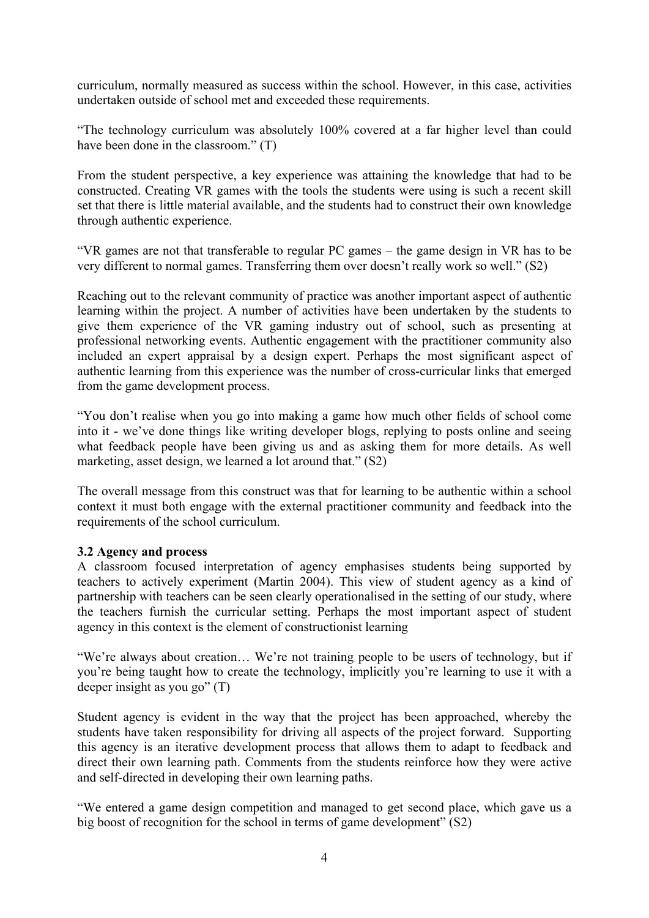curriculum, normally measured as success within the school. However, in this case, activities undertaken outside of school met and exceeded these requirements.

"The technology curriculum was absolutely 100% covered at a far higher level than could have been done in the classroom." (T)

From the student perspective, a key experience was attaining the knowledge that had to be constructed. Creating VR games with the tools the students were using is such a recent skill set that there is little material available, and the students had to construct their own knowledge through authentic experience.

"VR games are not that transferable to regular PC games – the game design in VR has to be very different to normal games. Transferring them over doesn't really work so well." (S2)

Reaching out to the relevant community of practice was another important aspect of authentic learning within the project. A number of activities have been undertaken by the students to give them experience of the VR gaming industry out of school, such as presenting at professional networking events. Authentic engagement with the practitioner community also included an expert appraisal by a design expert. Perhaps the most significant aspect of authentic learning from this experience was the number of cross-curricular links that emerged from the game development process.

"You don't realise when you go into making a game how much other fields of school come into it - we've done things like writing developer blogs, replying to posts online and seeing what feedback people have been giving us and as asking them for more details. As well marketing, asset design, we learned a lot around that." (S2)

The overall message from this construct was that for learning to be authentic within a school context it must both engage with the external practitioner community and feedback into the requirements of the school curriculum.

### 3.2 Agency and process

A classroom focused interpretation of agency emphasises students being supported by teachers to actively experiment (Martin 2004). This view of student agency as a kind of partnership with teachers can be seen clearly operationalised in the setting of our study, where the teachers furnish the curricular setting. Perhaps the most important aspect of student agency in this context is the element of constructionist learning

"We're always about creation… We're not training people to be users of technology, but if you're being taught how to create the technology, implicitly you're learning to use it with a deeper insight as you go" (T)

Student agency is evident in the way that the project has been approached, whereby the students have taken responsibility for driving all aspects of the project forward. Supporting this agency is an iterative development process that allows them to adapt to feedback and direct their own learning path. Comments from the students reinforce how they were active and self-directed in developing their own learning paths.

"We entered a game design competition and managed to get second place, which gave us a big boost of recognition for the school in terms of game development" (S2)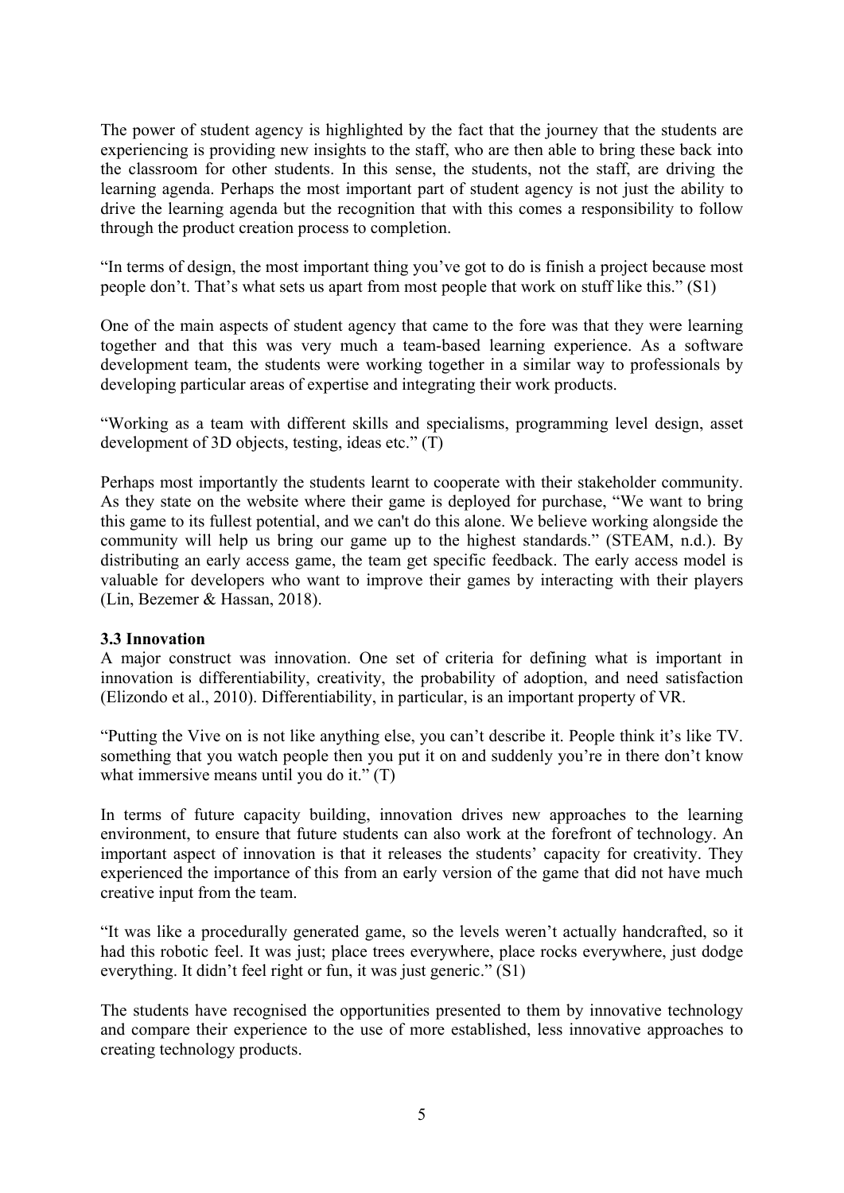The power of student agency is highlighted by the fact that the journey that the students are experiencing is providing new insights to the staff, who are then able to bring these back into the classroom for other students. In this sense, the students, not the staff, are driving the learning agenda. Perhaps the most important part of student agency is not just the ability to drive the learning agenda but the recognition that with this comes a responsibility to follow through the product creation process to completion.

"In terms of design, the most important thing you've got to do is finish a project because most people don't. That's what sets us apart from most people that work on stuff like this." (S1)

One of the main aspects of student agency that came to the fore was that they were learning together and that this was very much a team-based learning experience. As a software development team, the students were working together in a similar way to professionals by developing particular areas of expertise and integrating their work products.

"Working as a team with different skills and specialisms, programming level design, asset development of 3D objects, testing, ideas etc." (T)

Perhaps most importantly the students learnt to cooperate with their stakeholder community. As they state on the website where their game is deployed for purchase, "We want to bring this game to its fullest potential, and we can't do this alone. We believe working alongside the community will help us bring our game up to the highest standards." (STEAM, n.d.). By distributing an early access game, the team get specific feedback. The early access model is valuable for developers who want to improve their games by interacting with their players (Lin, Bezemer & Hassan, 2018).

### 3.3 Innovation

A major construct was innovation. One set of criteria for defining what is important in innovation is differentiability, creativity, the probability of adoption, and need satisfaction (Elizondo et al., 2010). Differentiability, in particular, is an important property of VR.

"Putting the Vive on is not like anything else, you can't describe it. People think it's like TV. something that you watch people then you put it on and suddenly you're in there don't know what immersive means until you do it." (T)

In terms of future capacity building, innovation drives new approaches to the learning environment, to ensure that future students can also work at the forefront of technology. An important aspect of innovation is that it releases the students' capacity for creativity. They experienced the importance of this from an early version of the game that did not have much creative input from the team.

"It was like a procedurally generated game, so the levels weren't actually handcrafted, so it had this robotic feel. It was just; place trees everywhere, place rocks everywhere, just dodge everything. It didn't feel right or fun, it was just generic." (S1)

The students have recognised the opportunities presented to them by innovative technology and compare their experience to the use of more established, less innovative approaches to creating technology products.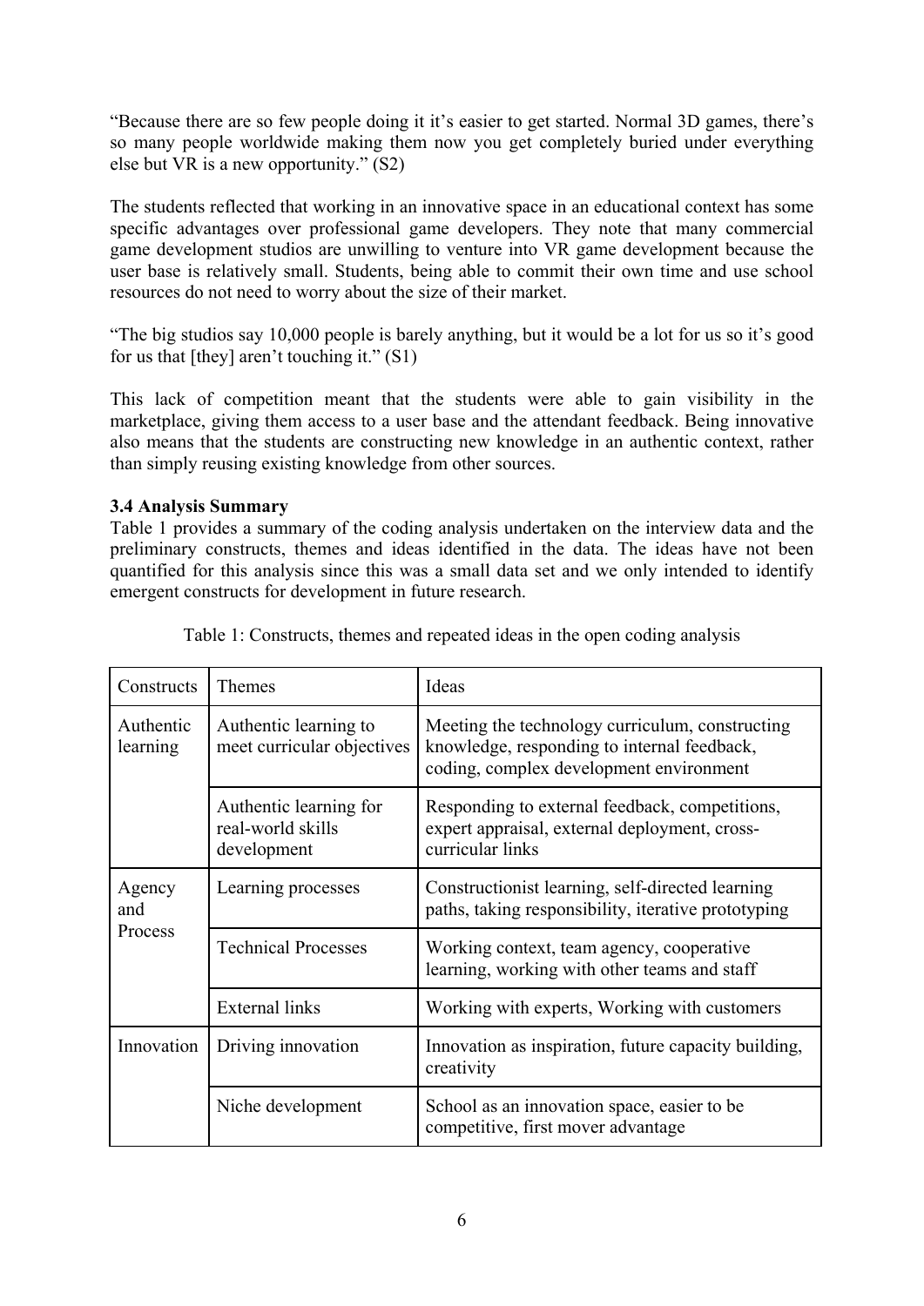"Because there are so few people doing it it's easier to get started. Normal 3D games, there's so many people worldwide making them now you get completely buried under everything else but VR is a new opportunity." (S2)

The students reflected that working in an innovative space in an educational context has some specific advantages over professional game developers. They note that many commercial game development studios are unwilling to venture into VR game development because the user base is relatively small. Students, being able to commit their own time and use school resources do not need to worry about the size of their market.

"The big studios say 10,000 people is barely anything, but it would be a lot for us so it's good for us that [they] aren't touching it." (S1)

This lack of competition meant that the students were able to gain visibility in the marketplace, giving them access to a user base and the attendant feedback. Being innovative also means that the students are constructing new knowledge in an authentic context, rather than simply reusing existing knowledge from other sources.

### 3.4 Analysis Summary

Table 1 provides a summary of the coding analysis undertaken on the interview data and the preliminary constructs, themes and ideas identified in the data. The ideas have not been quantified for this analysis since this was a small data set and we only intended to identify emergent constructs for development in future research.

Table 1: Constructs, themes and repeated ideas in the open coding analysis

| Constructs | Themes | Ideas |
|---|---|---|
| Authentic learning | Authentic learning to meet curricular objectives | Meeting the technology curriculum, constructing knowledge, responding to internal feedback, coding, complex development environment |
| | Authentic learning for real-world skills development | Responding to external feedback, competitions, expert appraisal, external deployment, cross-curricular links |
| Agency and Process | Learning processes | Constructionist learning, self-directed learning paths, taking responsibility, iterative prototyping |
| | Technical Processes | Working context, team agency, cooperative learning, working with other teams and staff |
| | External links | Working with experts, Working with customers |
| Innovation | Driving innovation | Innovation as inspiration, future capacity building, creativity |
| | Niche development | School as an innovation space, easier to be competitive, first mover advantage |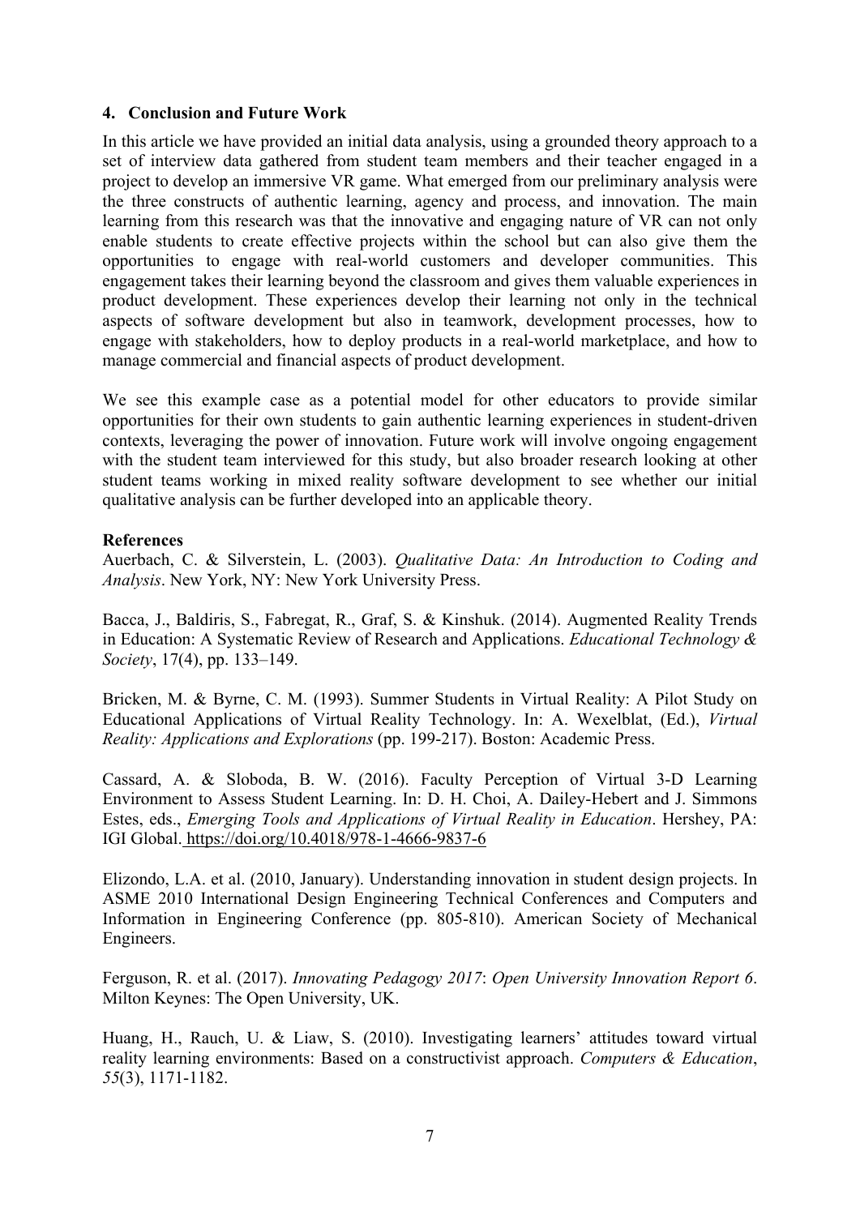## 4. Conclusion and Future Work

In this article we have provided an initial data analysis, using a grounded theory approach to a set of interview data gathered from student team members and their teacher engaged in a project to develop an immersive VR game. What emerged from our preliminary analysis were the three constructs of authentic learning, agency and process, and innovation. The main learning from this research was that the innovative and engaging nature of VR can not only enable students to create effective projects within the school but can also give them the opportunities to engage with real-world customers and developer communities. This engagement takes their learning beyond the classroom and gives them valuable experiences in product development. These experiences develop their learning not only in the technical aspects of software development but also in teamwork, development processes, how to engage with stakeholders, how to deploy products in a real-world marketplace, and how to manage commercial and financial aspects of product development.

We see this example case as a potential model for other educators to provide similar opportunities for their own students to gain authentic learning experiences in student-driven contexts, leveraging the power of innovation. Future work will involve ongoing engagement with the student team interviewed for this study, but also broader research looking at other student teams working in mixed reality software development to see whether our initial qualitative analysis can be further developed into an applicable theory.

## References

Auerbach, C. & Silverstein, L. (2003). *Qualitative Data: An Introduction to Coding and Analysis*. New York, NY: New York University Press.

Bacca, J., Baldiris, S., Fabregat, R., Graf, S. & Kinshuk. (2014). Augmented Reality Trends in Education: A Systematic Review of Research and Applications. *Educational Technology & Society*, 17(4), pp. 133–149.

Bricken, M. & Byrne, C. M. (1993). Summer Students in Virtual Reality: A Pilot Study on Educational Applications of Virtual Reality Technology. In: A. Wexelblat, (Ed.), *Virtual Reality: Applications and Explorations* (pp. 199-217). Boston: Academic Press.

Cassard, A. & Sloboda, B. W. (2016). Faculty Perception of Virtual 3-D Learning Environment to Assess Student Learning. In: D. H. Choi, A. Dailey-Hebert and J. Simmons Estes, eds., *Emerging Tools and Applications of Virtual Reality in Education*. Hershey, PA: IGI Global. https://doi.org/10.4018/978-1-4666-9837-6

Elizondo, L.A. et al. (2010, January). Understanding innovation in student design projects. In ASME 2010 International Design Engineering Technical Conferences and Computers and Information in Engineering Conference (pp. 805-810). American Society of Mechanical Engineers.

Ferguson, R. et al. (2017). *Innovating Pedagogy 2017*: *Open University Innovation Report 6*. Milton Keynes: The Open University, UK.

Huang, H., Rauch, U. & Liaw, S. (2010). Investigating learners' attitudes toward virtual reality learning environments: Based on a constructivist approach. *Computers & Education*, *55*(3), 1171-1182.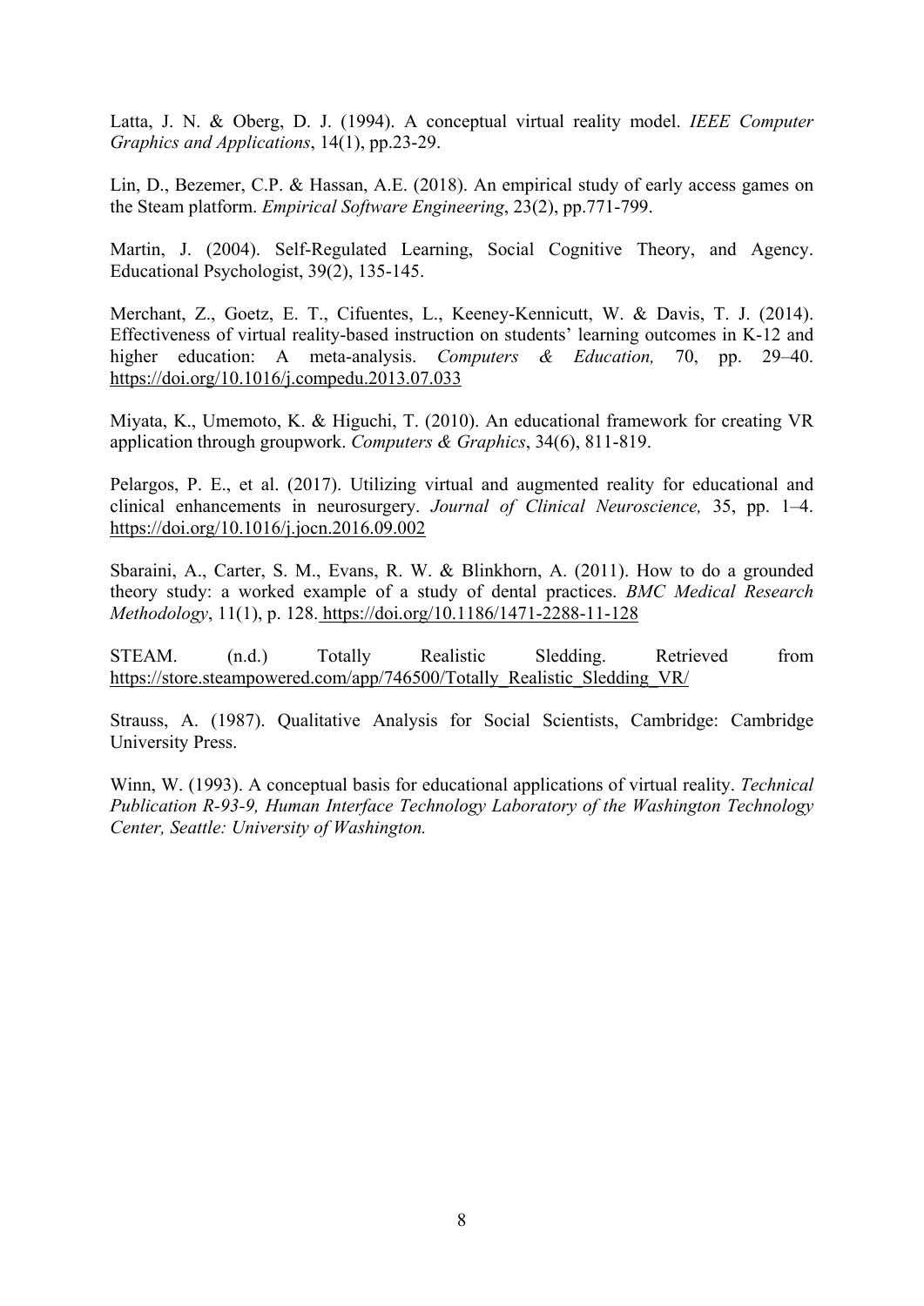Latta, J. N. & Oberg, D. J. (1994). A conceptual virtual reality model. *IEEE Computer Graphics and Applications*, 14(1), pp.23-29.

Lin, D., Bezemer, C.P. & Hassan, A.E. (2018). An empirical study of early access games on the Steam platform. *Empirical Software Engineering*, 23(2), pp.771-799.

Martin, J. (2004). Self-Regulated Learning, Social Cognitive Theory, and Agency. Educational Psychologist, 39(2), 135-145.

Merchant, Z., Goetz, E. T., Cifuentes, L., Keeney-Kennicutt, W. & Davis, T. J. (2014). Effectiveness of virtual reality-based instruction on students' learning outcomes in K-12 and higher education: A meta-analysis. *Computers & Education,* 70, pp. 29–40. https://doi.org/10.1016/j.compedu.2013.07.033

Miyata, K., Umemoto, K. & Higuchi, T. (2010). An educational framework for creating VR application through groupwork. *Computers & Graphics*, 34(6), 811-819.

Pelargos, P. E., et al. (2017). Utilizing virtual and augmented reality for educational and clinical enhancements in neurosurgery. *Journal of Clinical Neuroscience,* 35, pp. 1–4. https://doi.org/10.1016/j.jocn.2016.09.002

Sbaraini, A., Carter, S. M., Evans, R. W. & Blinkhorn, A. (2011). How to do a grounded theory study: a worked example of a study of dental practices. *BMC Medical Research Methodology*, 11(1), p. 128. https://doi.org/10.1186/1471-2288-11-128

STEAM. (n.d.) Totally Realistic Sledding. Retrieved from https://store.steampowered.com/app/746500/Totally_Realistic_Sledding_VR/

Strauss, A. (1987). Qualitative Analysis for Social Scientists, Cambridge: Cambridge University Press.

Winn, W. (1993). A conceptual basis for educational applications of virtual reality. *Technical Publication R-93-9, Human Interface Technology Laboratory of the Washington Technology Center, Seattle: University of Washington.*